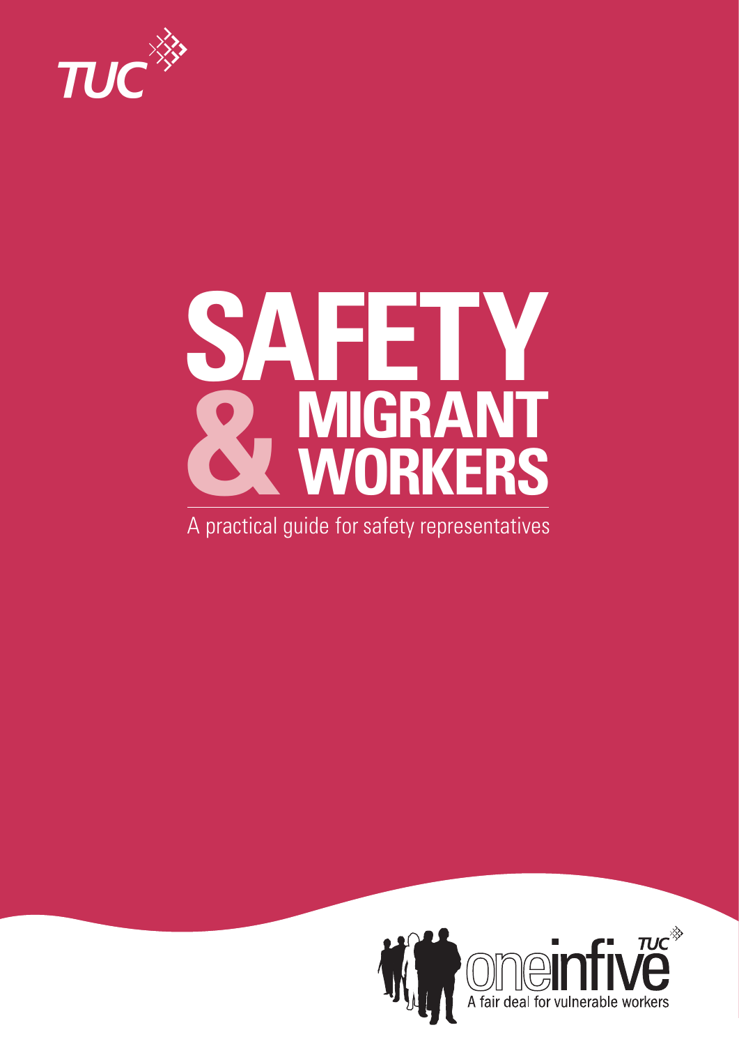TUC

# SAFETY & MIGRANT WORKERS

A practical guide for safety representatives

oneinfive TUC

A fair deal for vulnerable workers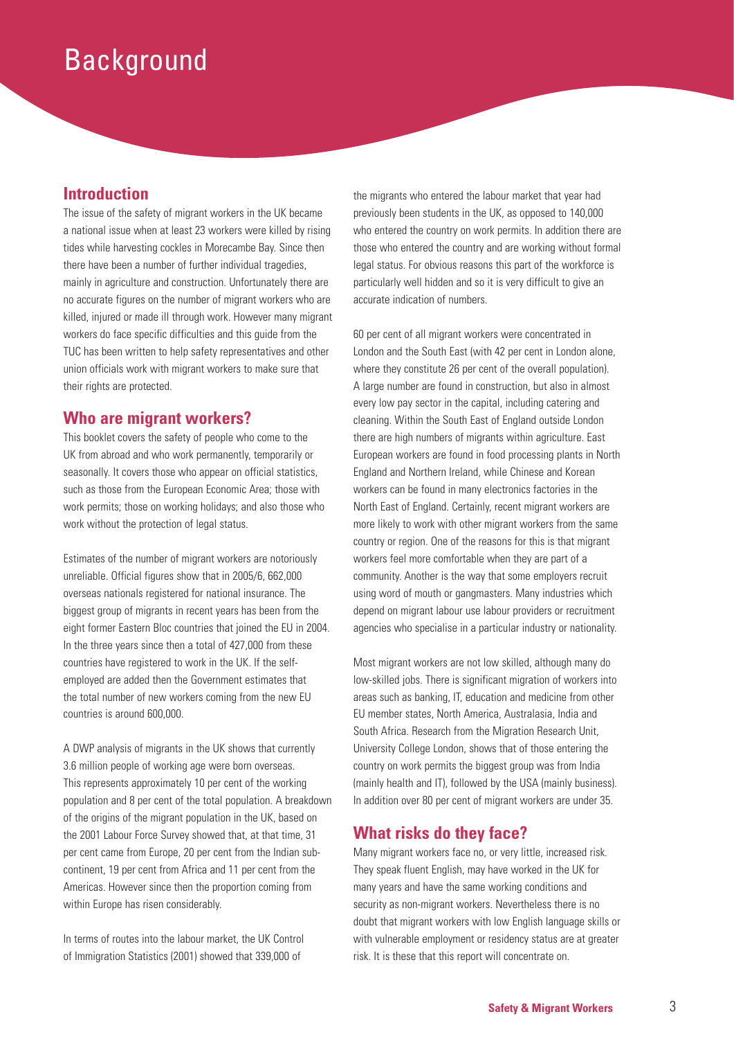# Background

## Introduction

The issue of the safety of migrant workers in the UK became a national issue when at least 23 workers were killed by rising tides while harvesting cockles in Morecambe Bay. Since then there have been a number of further individual tragedies, mainly in agriculture and construction. Unfortunately there are no accurate figures on the number of migrant workers who are killed, injured or made ill through work. However many migrant workers do face specific difficulties and this guide from the TUC has been written to help safety representatives and other union officials work with migrant workers to make sure that their rights are protected.

## Who are migrant workers?

This booklet covers the safety of people who come to the UK from abroad and who work permanently, temporarily or seasonally. It covers those who appear on official statistics, such as those from the European Economic Area; those with work permits; those on working holidays; and also those who work without the protection of legal status.

Estimates of the number of migrant workers are notoriously unreliable. Official figures show that in 2005/6, 662,000 overseas nationals registered for national insurance. The biggest group of migrants in recent years has been from the eight former Eastern Bloc countries that joined the EU in 2004. In the three years since then a total of 427,000 from these countries have registered to work in the UK. If the self-employed are added then the Government estimates that the total number of new workers coming from the new EU countries is around 600,000.

A DWP analysis of migrants in the UK shows that currently 3.6 million people of working age were born overseas. This represents approximately 10 per cent of the working population and 8 per cent of the total population. A breakdown of the origins of the migrant population in the UK, based on the 2001 Labour Force Survey showed that, at that time, 31 per cent came from Europe, 20 per cent from the Indian sub-continent, 19 per cent from Africa and 11 per cent from the Americas. However since then the proportion coming from within Europe has risen considerably.

In terms of routes into the labour market, the UK Control of Immigration Statistics (2001) showed that 339,000 of the migrants who entered the labour market that year had previously been students in the UK, as opposed to 140,000 who entered the country on work permits. In addition there are those who entered the country and are working without formal legal status. For obvious reasons this part of the workforce is particularly well hidden and so it is very difficult to give an accurate indication of numbers.

60 per cent of all migrant workers were concentrated in London and the South East (with 42 per cent in London alone, where they constitute 26 per cent of the overall population). A large number are found in construction, but also in almost every low pay sector in the capital, including catering and cleaning. Within the South East of England outside London there are high numbers of migrants within agriculture. East European workers are found in food processing plants in North England and Northern Ireland, while Chinese and Korean workers can be found in many electronics factories in the North East of England. Certainly, recent migrant workers are more likely to work with other migrant workers from the same country or region. One of the reasons for this is that migrant workers feel more comfortable when they are part of a community. Another is the way that some employers recruit using word of mouth or gangmasters. Many industries which depend on migrant labour use labour providers or recruitment agencies who specialise in a particular industry or nationality.

Most migrant workers are not low skilled, although many do low-skilled jobs. There is significant migration of workers into areas such as banking, IT, education and medicine from other EU member states, North America, Australasia, India and South Africa. Research from the Migration Research Unit, University College London, shows that of those entering the country on work permits the biggest group was from India (mainly health and IT), followed by the USA (mainly business). In addition over 80 per cent of migrant workers are under 35.

## What risks do they face?

Many migrant workers face no, or very little, increased risk. They speak fluent English, may have worked in the UK for many years and have the same working conditions and security as non-migrant workers. Nevertheless there is no doubt that migrant workers with low English language skills or with vulnerable employment or residency status are at greater risk. It is these that this report will concentrate on.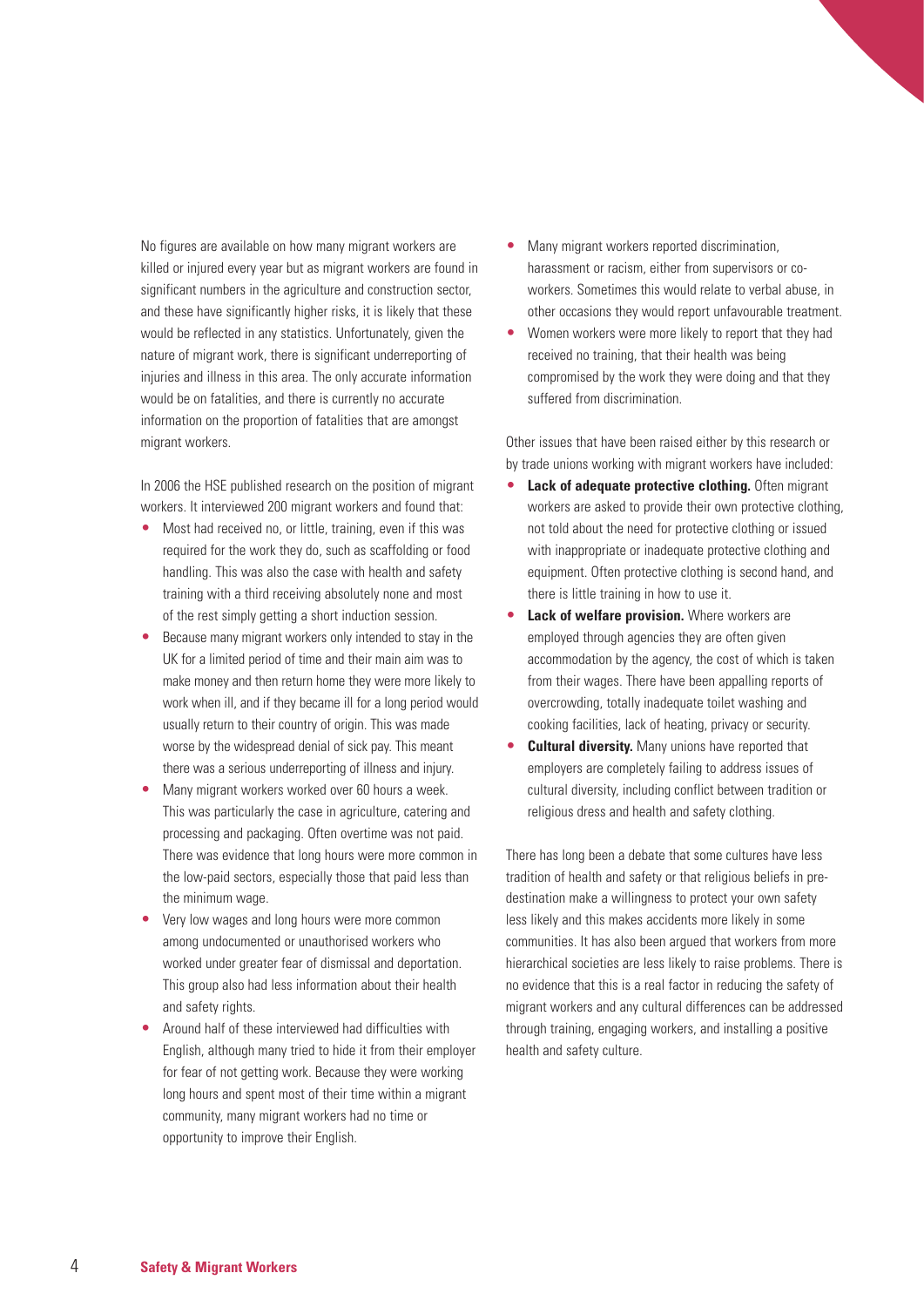No figures are available on how many migrant workers are killed or injured every year but as migrant workers are found in significant numbers in the agriculture and construction sector, and these have significantly higher risks, it is likely that these would be reflected in any statistics. Unfortunately, given the nature of migrant work, there is significant underreporting of injuries and illness in this area. The only accurate information would be on fatalities, and there is currently no accurate information on the proportion of fatalities that are amongst migrant workers.

In 2006 the HSE published research on the position of migrant workers. It interviewed 200 migrant workers and found that:

- Most had received no, or little, training, even if this was required for the work they do, such as scaffolding or food handling. This was also the case with health and safety training with a third receiving absolutely none and most of the rest simply getting a short induction session.
- Because many migrant workers only intended to stay in the UK for a limited period of time and their main aim was to make money and then return home they were more likely to work when ill, and if they became ill for a long period would usually return to their country of origin. This was made worse by the widespread denial of sick pay. This meant there was a serious underreporting of illness and injury.
- Many migrant workers worked over 60 hours a week. This was particularly the case in agriculture, catering and processing and packaging. Often overtime was not paid. There was evidence that long hours were more common in the low-paid sectors, especially those that paid less than the minimum wage.
- Very low wages and long hours were more common among undocumented or unauthorised workers who worked under greater fear of dismissal and deportation. This group also had less information about their health and safety rights.
- Around half of these interviewed had difficulties with English, although many tried to hide it from their employer for fear of not getting work. Because they were working long hours and spent most of their time within a migrant community, many migrant workers had no time or opportunity to improve their English.
- Many migrant workers reported discrimination, harassment or racism, either from supervisors or co-workers. Sometimes this would relate to verbal abuse, in other occasions they would report unfavourable treatment.
- Women workers were more likely to report that they had received no training, that their health was being compromised by the work they were doing and that they suffered from discrimination.

Other issues that have been raised either by this research or by trade unions working with migrant workers have included:

- **Lack of adequate protective clothing.** Often migrant workers are asked to provide their own protective clothing, not told about the need for protective clothing or issued with inappropriate or inadequate protective clothing and equipment. Often protective clothing is second hand, and there is little training in how to use it.
- **Lack of welfare provision.** Where workers are employed through agencies they are often given accommodation by the agency, the cost of which is taken from their wages. There have been appalling reports of overcrowding, totally inadequate toilet washing and cooking facilities, lack of heating, privacy or security.
- **Cultural diversity.** Many unions have reported that employers are completely failing to address issues of cultural diversity, including conflict between tradition or religious dress and health and safety clothing.

There has long been a debate that some cultures have less tradition of health and safety or that religious beliefs in pre-destination make a willingness to protect your own safety less likely and this makes accidents more likely in some communities. It has also been argued that workers from more hierarchical societies are less likely to raise problems. There is no evidence that this is a real factor in reducing the safety of migrant workers and any cultural differences can be addressed through training, engaging workers, and installing a positive health and safety culture.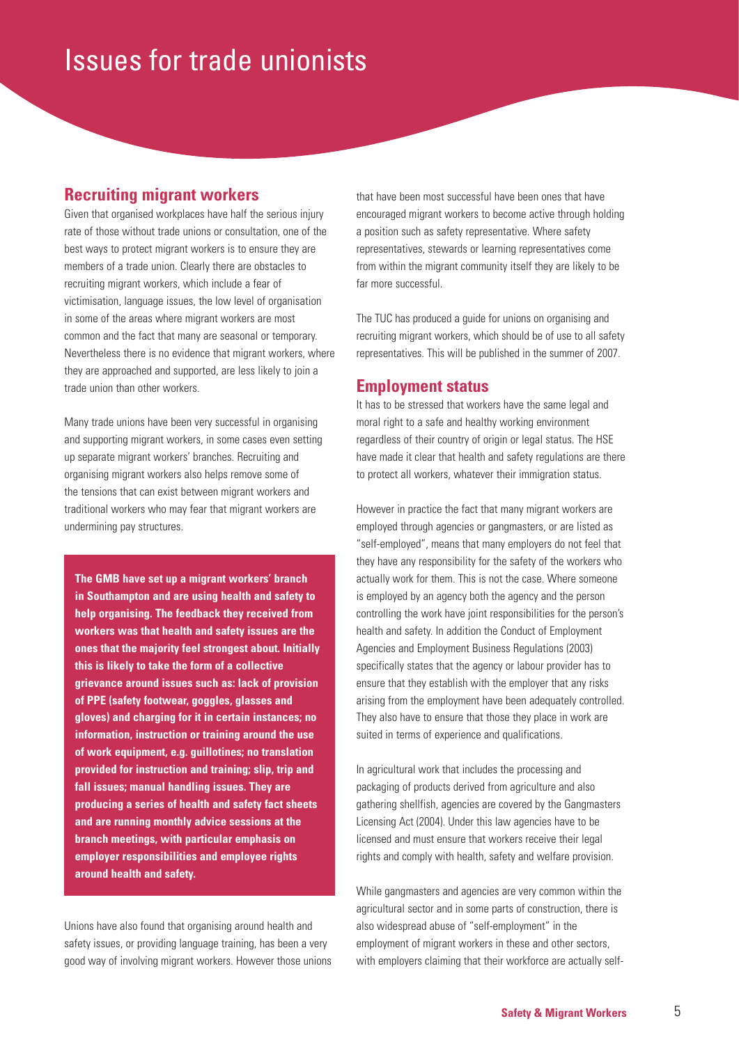# Issues for trade unionists

## Recruiting migrant workers

Given that organised workplaces have half the serious injury rate of those without trade unions or consultation, one of the best ways to protect migrant workers is to ensure they are members of a trade union. Clearly there are obstacles to recruiting migrant workers, which include a fear of victimisation, language issues, the low level of organisation in some of the areas where migrant workers are most common and the fact that many are seasonal or temporary. Nevertheless there is no evidence that migrant workers, where they are approached and supported, are less likely to join a trade union than other workers.

Many trade unions have been very successful in organising and supporting migrant workers, in some cases even setting up separate migrant workers' branches. Recruiting and organising migrant workers also helps remove some of the tensions that can exist between migrant workers and traditional workers who may fear that migrant workers are undermining pay structures.

**The GMB have set up a migrant workers' branch in Southampton and are using health and safety to help organising. The feedback they received from workers was that health and safety issues are the ones that the majority feel strongest about. Initially this is likely to take the form of a collective grievance around issues such as: lack of provision of PPE (safety footwear, goggles, glasses and gloves) and charging for it in certain instances; no information, instruction or training around the use of work equipment, e.g. guillotines; no translation provided for instruction and training; slip, trip and fall issues; manual handling issues. They are producing a series of health and safety fact sheets and are running monthly advice sessions at the branch meetings, with particular emphasis on employer responsibilities and employee rights around health and safety.**

Unions have also found that organising around health and safety issues, or providing language training, has been a very good way of involving migrant workers. However those unions that have been most successful have been ones that have encouraged migrant workers to become active through holding a position such as safety representative. Where safety representatives, stewards or learning representatives come from within the migrant community itself they are likely to be far more successful.

The TUC has produced a guide for unions on organising and recruiting migrant workers, which should be of use to all safety representatives. This will be published in the summer of 2007.

## Employment status

It has to be stressed that workers have the same legal and moral right to a safe and healthy working environment regardless of their country of origin or legal status. The HSE have made it clear that health and safety regulations are there to protect all workers, whatever their immigration status.

However in practice the fact that many migrant workers are employed through agencies or gangmasters, or are listed as "self-employed", means that many employers do not feel that they have any responsibility for the safety of the workers who actually work for them. This is not the case. Where someone is employed by an agency both the agency and the person controlling the work have joint responsibilities for the person's health and safety. In addition the Conduct of Employment Agencies and Employment Business Regulations (2003) specifically states that the agency or labour provider has to ensure that they establish with the employer that any risks arising from the employment have been adequately controlled. They also have to ensure that those they place in work are suited in terms of experience and qualifications.

In agricultural work that includes the processing and packaging of products derived from agriculture and also gathering shellfish, agencies are covered by the Gangmasters Licensing Act (2004). Under this law agencies have to be licensed and must ensure that workers receive their legal rights and comply with health, safety and welfare provision.

While gangmasters and agencies are very common within the agricultural sector and in some parts of construction, there is also widespread abuse of "self-employment" in the employment of migrant workers in these and other sectors, with employers claiming that their workforce are actually self-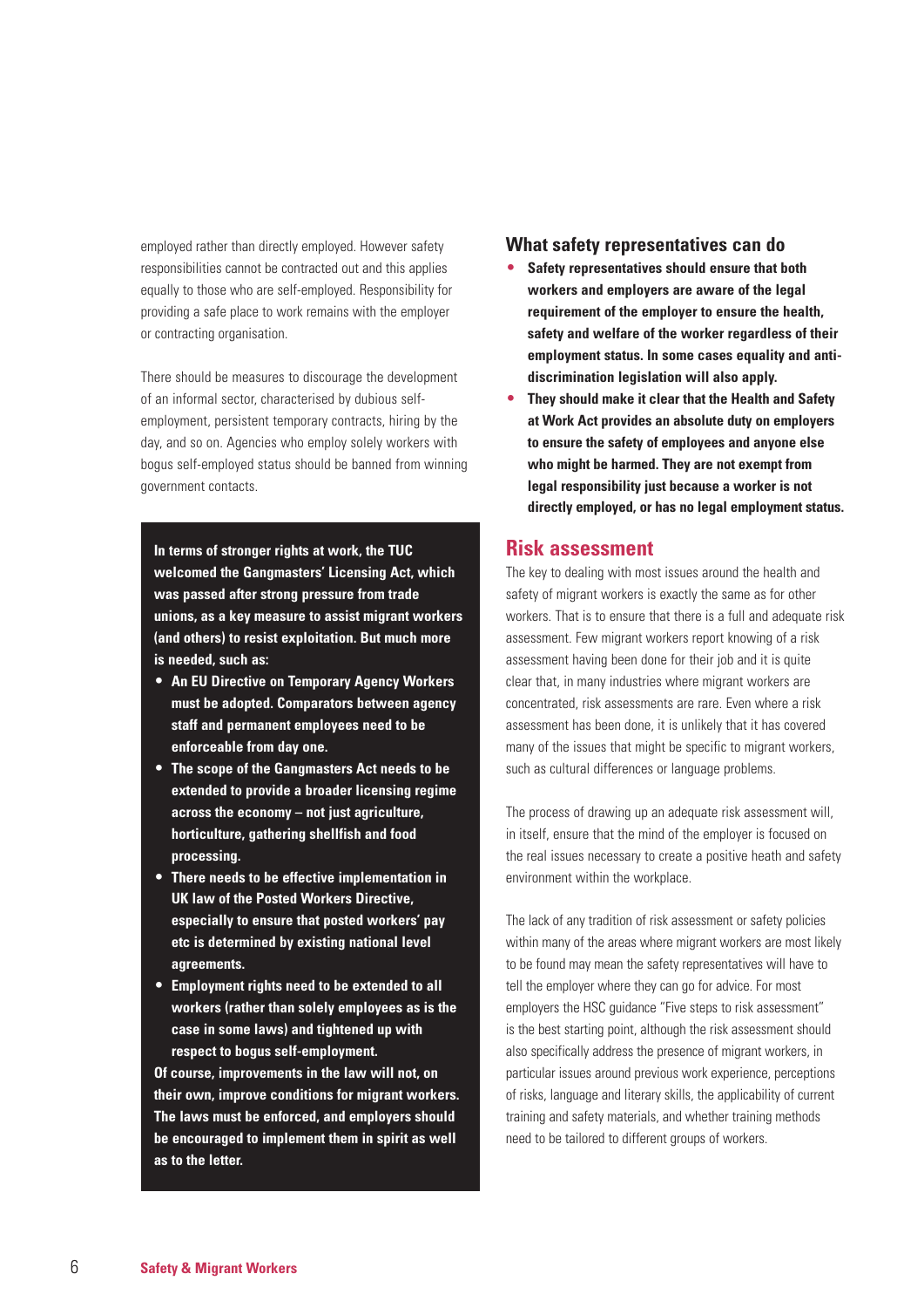employed rather than directly employed. However safety responsibilities cannot be contracted out and this applies equally to those who are self-employed. Responsibility for providing a safe place to work remains with the employer or contracting organisation.

There should be measures to discourage the development of an informal sector, characterised by dubious self-employment, persistent temporary contracts, hiring by the day, and so on. Agencies who employ solely workers with bogus self-employed status should be banned from winning government contacts.

**In terms of stronger rights at work, the TUC welcomed the Gangmasters' Licensing Act, which was passed after strong pressure from trade unions, as a key measure to assist migrant workers (and others) to resist exploitation. But much more is needed, such as:**

- **An EU Directive on Temporary Agency Workers must be adopted. Comparators between agency staff and permanent employees need to be enforceable from day one.**
- **The scope of the Gangmasters Act needs to be extended to provide a broader licensing regime across the economy – not just agriculture, horticulture, gathering shellfish and food processing.**
- **There needs to be effective implementation in UK law of the Posted Workers Directive, especially to ensure that posted workers' pay etc is determined by existing national level agreements.**
- **Employment rights need to be extended to all workers (rather than solely employees as is the case in some laws) and tightened up with respect to bogus self-employment.**

**Of course, improvements in the law will not, on their own, improve conditions for migrant workers. The laws must be enforced, and employers should be encouraged to implement them in spirit as well as to the letter.**

### What safety representatives can do

- **Safety representatives should ensure that both workers and employers are aware of the legal requirement of the employer to ensure the health, safety and welfare of the worker regardless of their employment status. In some cases equality and anti-discrimination legislation will also apply.**
- **They should make it clear that the Health and Safety at Work Act provides an absolute duty on employers to ensure the safety of employees and anyone else who might be harmed. They are not exempt from legal responsibility just because a worker is not directly employed, or has no legal employment status.**

## Risk assessment

The key to dealing with most issues around the health and safety of migrant workers is exactly the same as for other workers. That is to ensure that there is a full and adequate risk assessment. Few migrant workers report knowing of a risk assessment having been done for their job and it is quite clear that, in many industries where migrant workers are concentrated, risk assessments are rare. Even where a risk assessment has been done, it is unlikely that it has covered many of the issues that might be specific to migrant workers, such as cultural differences or language problems.

The process of drawing up an adequate risk assessment will, in itself, ensure that the mind of the employer is focused on the real issues necessary to create a positive heath and safety environment within the workplace.

The lack of any tradition of risk assessment or safety policies within many of the areas where migrant workers are most likely to be found may mean the safety representatives will have to tell the employer where they can go for advice. For most employers the HSC guidance "Five steps to risk assessment" is the best starting point, although the risk assessment should also specifically address the presence of migrant workers, in particular issues around previous work experience, perceptions of risks, language and literary skills, the applicability of current training and safety materials, and whether training methods need to be tailored to different groups of workers.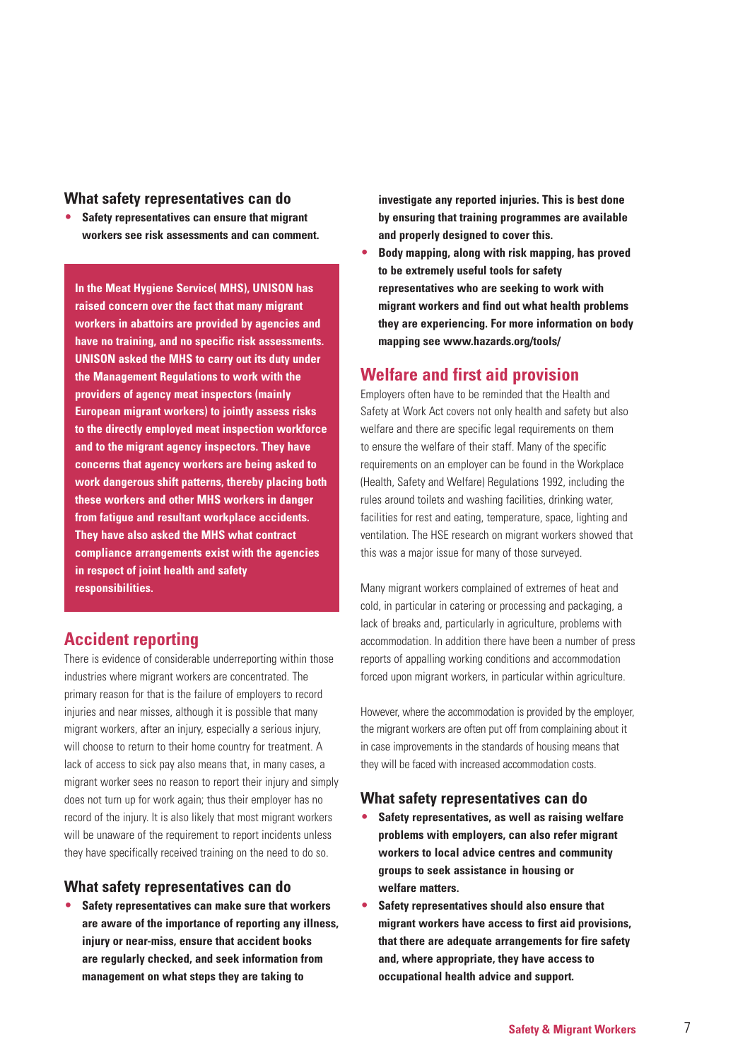### What safety representatives can do

- **Safety representatives can ensure that migrant workers see risk assessments and can comment.**

**In the Meat Hygiene Service( MHS), UNISON has raised concern over the fact that many migrant workers in abattoirs are provided by agencies and have no training, and no specific risk assessments. UNISON asked the MHS to carry out its duty under the Management Regulations to work with the providers of agency meat inspectors (mainly European migrant workers) to jointly assess risks to the directly employed meat inspection workforce and to the migrant agency inspectors. They have concerns that agency workers are being asked to work dangerous shift patterns, thereby placing both these workers and other MHS workers in danger from fatigue and resultant workplace accidents. They have also asked the MHS what contract compliance arrangements exist with the agencies in respect of joint health and safety responsibilities.**

## Accident reporting

There is evidence of considerable underreporting within those industries where migrant workers are concentrated. The primary reason for that is the failure of employers to record injuries and near misses, although it is possible that many migrant workers, after an injury, especially a serious injury, will choose to return to their home country for treatment. A lack of access to sick pay also means that, in many cases, a migrant worker sees no reason to report their injury and simply does not turn up for work again; thus their employer has no record of the injury. It is also likely that most migrant workers will be unaware of the requirement to report incidents unless they have specifically received training on the need to do so.

### What safety representatives can do

- **Safety representatives can make sure that workers are aware of the importance of reporting any illness, injury or near-miss, ensure that accident books are regularly checked, and seek information from management on what steps they are taking to investigate any reported injuries. This is best done by ensuring that training programmes are available and properly designed to cover this.**
- **Body mapping, along with risk mapping, has proved to be extremely useful tools for safety representatives who are seeking to work with migrant workers and find out what health problems they are experiencing. For more information on body mapping see www.hazards.org/tools/**

## Welfare and first aid provision

Employers often have to be reminded that the Health and Safety at Work Act covers not only health and safety but also welfare and there are specific legal requirements on them to ensure the welfare of their staff. Many of the specific requirements on an employer can be found in the Workplace (Health, Safety and Welfare) Regulations 1992, including the rules around toilets and washing facilities, drinking water, facilities for rest and eating, temperature, space, lighting and ventilation. The HSE research on migrant workers showed that this was a major issue for many of those surveyed.

Many migrant workers complained of extremes of heat and cold, in particular in catering or processing and packaging, a lack of breaks and, particularly in agriculture, problems with accommodation. In addition there have been a number of press reports of appalling working conditions and accommodation forced upon migrant workers, in particular within agriculture.

However, where the accommodation is provided by the employer, the migrant workers are often put off from complaining about it in case improvements in the standards of housing means that they will be faced with increased accommodation costs.

### What safety representatives can do

- **Safety representatives, as well as raising welfare problems with employers, can also refer migrant workers to local advice centres and community groups to seek assistance in housing or welfare matters.**
- **Safety representatives should also ensure that migrant workers have access to first aid provisions, that there are adequate arrangements for fire safety and, where appropriate, they have access to occupational health advice and support.**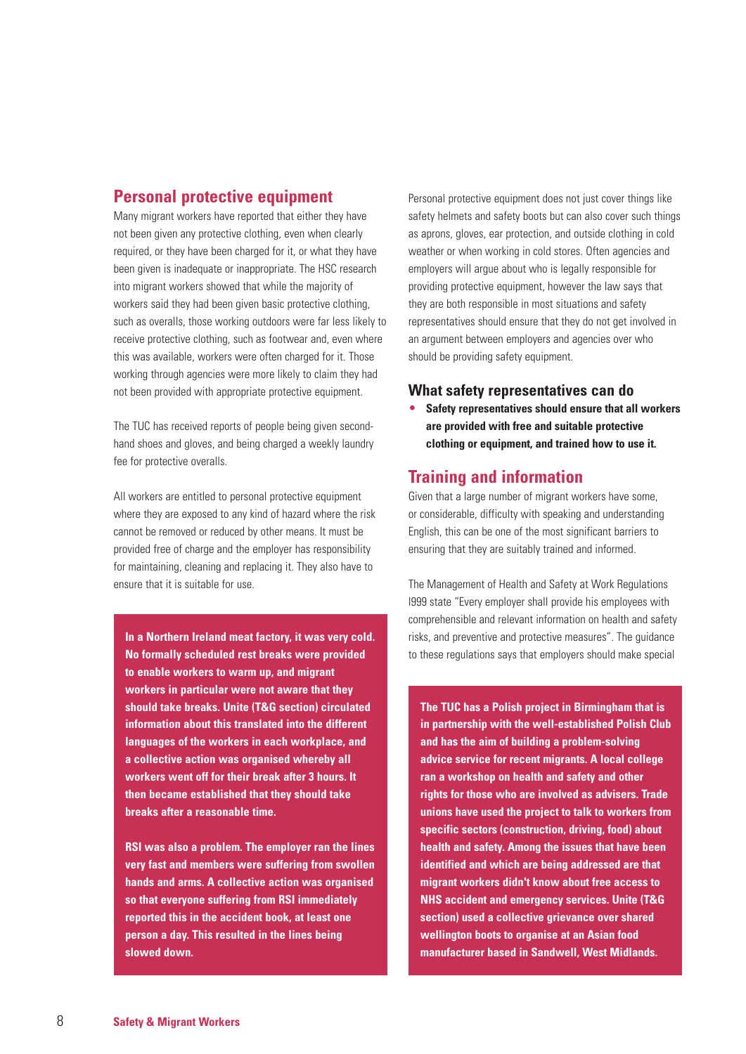## Personal protective equipment

Many migrant workers have reported that either they have not been given any protective clothing, even when clearly required, or they have been charged for it, or what they have been given is inadequate or inappropriate. The HSC research into migrant workers showed that while the majority of workers said they had been given basic protective clothing, such as overalls, those working outdoors were far less likely to receive protective clothing, such as footwear and, even where this was available, workers were often charged for it. Those working through agencies were more likely to claim they had not been provided with appropriate protective equipment.

The TUC has received reports of people being given second-hand shoes and gloves, and being charged a weekly laundry fee for protective overalls.

All workers are entitled to personal protective equipment where they are exposed to any kind of hazard where the risk cannot be removed or reduced by other means. It must be provided free of charge and the employer has responsibility for maintaining, cleaning and replacing it. They also have to ensure that it is suitable for use.

**In a Northern Ireland meat factory, it was very cold. No formally scheduled rest breaks were provided to enable workers to warm up, and migrant workers in particular were not aware that they should take breaks. Unite (T&G section) circulated information about this translated into the different languages of the workers in each workplace, and a collective action was organised whereby all workers went off for their break after 3 hours. It then became established that they should take breaks after a reasonable time.**

**RSI was also a problem. The employer ran the lines very fast and members were suffering from swollen hands and arms. A collective action was organised so that everyone suffering from RSI immediately reported this in the accident book, at least one person a day. This resulted in the lines being slowed down.**

Personal protective equipment does not just cover things like safety helmets and safety boots but can also cover such things as aprons, gloves, ear protection, and outside clothing in cold weather or when working in cold stores. Often agencies and employers will argue about who is legally responsible for providing protective equipment, however the law says that they are both responsible in most situations and safety representatives should ensure that they do not get involved in an argument between employers and agencies over who should be providing safety equipment.

### What safety representatives can do

- **Safety representatives should ensure that all workers are provided with free and suitable protective clothing or equipment, and trained how to use it.**

## Training and information

Given that a large number of migrant workers have some, or considerable, difficulty with speaking and understanding English, this can be one of the most significant barriers to ensuring that they are suitably trained and informed.

The Management of Health and Safety at Work Regulations 1999 state "Every employer shall provide his employees with comprehensible and relevant information on health and safety risks, and preventive and protective measures". The guidance to these regulations says that employers should make special

**The TUC has a Polish project in Birmingham that is in partnership with the well-established Polish Club and has the aim of building a problem-solving advice service for recent migrants. A local college ran a workshop on health and safety and other rights for those who are involved as advisers. Trade unions have used the project to talk to workers from specific sectors (construction, driving, food) about health and safety. Among the issues that have been identified and which are being addressed are that migrant workers didn't know about free access to NHS accident and emergency services. Unite (T&G section) used a collective grievance over shared wellington boots to organise at an Asian food manufacturer based in Sandwell, West Midlands.**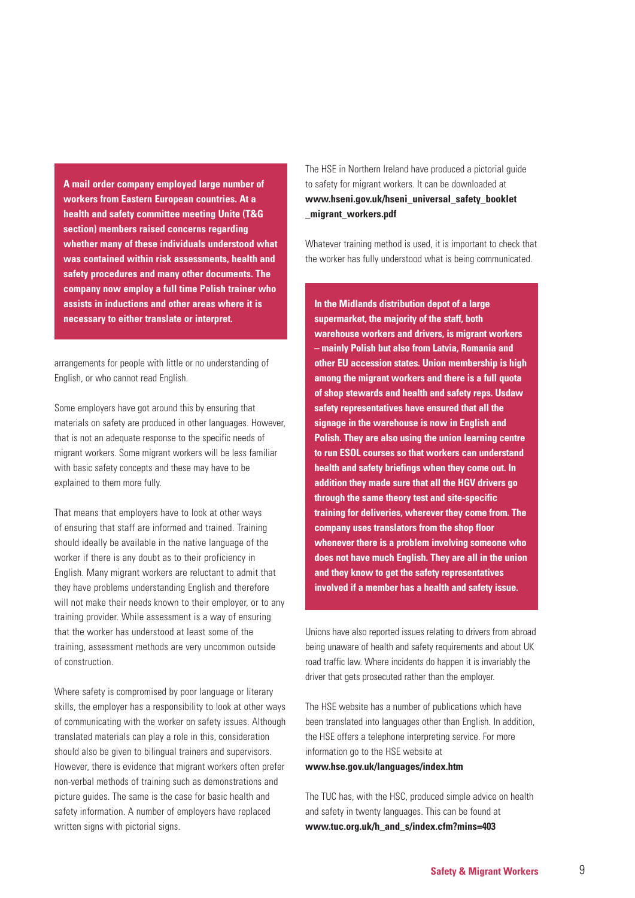**A mail order company employed large number of workers from Eastern European countries. At a health and safety committee meeting Unite (T&G section) members raised concerns regarding whether many of these individuals understood what was contained within risk assessments, health and safety procedures and many other documents. The company now employ a full time Polish trainer who assists in inductions and other areas where it is necessary to either translate or interpret.**

arrangements for people with little or no understanding of English, or who cannot read English.

Some employers have got around this by ensuring that materials on safety are produced in other languages. However, that is not an adequate response to the specific needs of migrant workers. Some migrant workers will be less familiar with basic safety concepts and these may have to be explained to them more fully.

That means that employers have to look at other ways of ensuring that staff are informed and trained. Training should ideally be available in the native language of the worker if there is any doubt as to their proficiency in English. Many migrant workers are reluctant to admit that they have problems understanding English and therefore will not make their needs known to their employer, or to any training provider. While assessment is a way of ensuring that the worker has understood at least some of the training, assessment methods are very uncommon outside of construction.

Where safety is compromised by poor language or literary skills, the employer has a responsibility to look at other ways of communicating with the worker on safety issues. Although translated materials can play a role in this, consideration should also be given to bilingual trainers and supervisors. However, there is evidence that migrant workers often prefer non-verbal methods of training such as demonstrations and picture guides. The same is the case for basic health and safety information. A number of employers have replaced written signs with pictorial signs.

The HSE in Northern Ireland have produced a pictorial guide to safety for migrant workers. It can be downloaded at **www.hseni.gov.uk/hseni_universal_safety_booklet_migrant_workers.pdf**

Whatever training method is used, it is important to check that the worker has fully understood what is being communicated.

**In the Midlands distribution depot of a large supermarket, the majority of the staff, both warehouse workers and drivers, is migrant workers – mainly Polish but also from Latvia, Romania and other EU accession states. Union membership is high among the migrant workers and there is a full quota of shop stewards and health and safety reps. Usdaw safety representatives have ensured that all the signage in the warehouse is now in English and Polish. They are also using the union learning centre to run ESOL courses so that workers can understand health and safety briefings when they come out. In addition they made sure that all the HGV drivers go through the same theory test and site-specific training for deliveries, wherever they come from. The company uses translators from the shop floor whenever there is a problem involving someone who does not have much English. They are all in the union and they know to get the safety representatives involved if a member has a health and safety issue.**

Unions have also reported issues relating to drivers from abroad being unaware of health and safety requirements and about UK road traffic law. Where incidents do happen it is invariably the driver that gets prosecuted rather than the employer.

The HSE website has a number of publications which have been translated into languages other than English. In addition, the HSE offers a telephone interpreting service. For more information go to the HSE website at **www.hse.gov.uk/languages/index.htm**

The TUC has, with the HSC, produced simple advice on health and safety in twenty languages. This can be found at **www.tuc.org.uk/h_and_s/index.cfm?mins=403**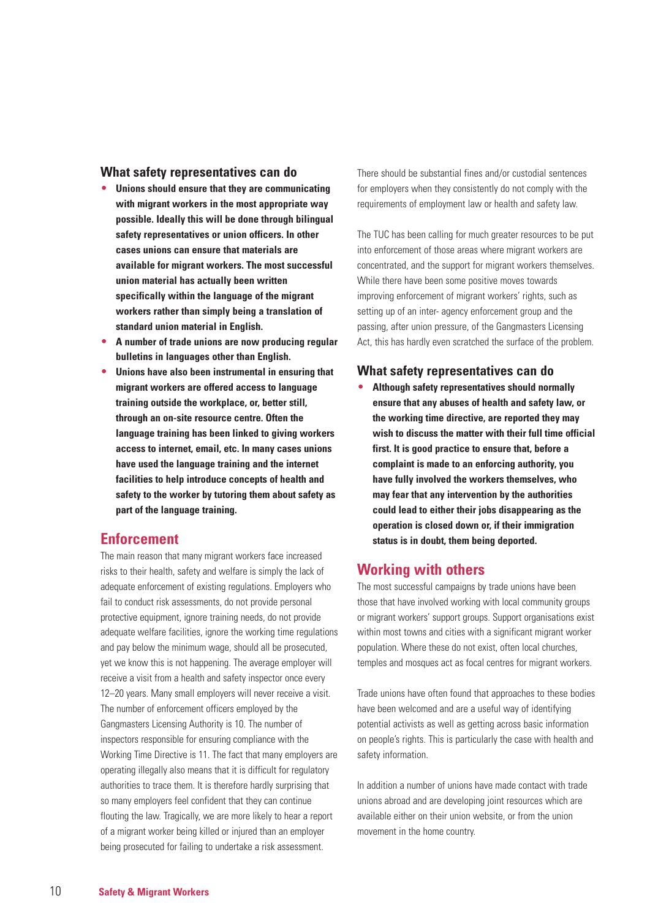### What safety representatives can do

- **Unions should ensure that they are communicating with migrant workers in the most appropriate way possible. Ideally this will be done through bilingual safety representatives or union officers. In other cases unions can ensure that materials are available for migrant workers. The most successful union material has actually been written specifically within the language of the migrant workers rather than simply being a translation of standard union material in English.**
- **A number of trade unions are now producing regular bulletins in languages other than English.**
- **Unions have also been instrumental in ensuring that migrant workers are offered access to language training outside the workplace, or, better still, through an on-site resource centre. Often the language training has been linked to giving workers access to internet, email, etc. In many cases unions have used the language training and the internet facilities to help introduce concepts of health and safety to the worker by tutoring them about safety as part of the language training.**

## Enforcement

The main reason that many migrant workers face increased risks to their health, safety and welfare is simply the lack of adequate enforcement of existing regulations. Employers who fail to conduct risk assessments, do not provide personal protective equipment, ignore training needs, do not provide adequate welfare facilities, ignore the working time regulations and pay below the minimum wage, should all be prosecuted, yet we know this is not happening. The average employer will receive a visit from a health and safety inspector once every 12–20 years. Many small employers will never receive a visit. The number of enforcement officers employed by the Gangmasters Licensing Authority is 10. The number of inspectors responsible for ensuring compliance with the Working Time Directive is 11. The fact that many employers are operating illegally also means that it is difficult for regulatory authorities to trace them. It is therefore hardly surprising that so many employers feel confident that they can continue flouting the law. Tragically, we are more likely to hear a report of a migrant worker being killed or injured than an employer being prosecuted for failing to undertake a risk assessment.

There should be substantial fines and/or custodial sentences for employers when they consistently do not comply with the requirements of employment law or health and safety law.

The TUC has been calling for much greater resources to be put into enforcement of those areas where migrant workers are concentrated, and the support for migrant workers themselves. While there have been some positive moves towards improving enforcement of migrant workers' rights, such as setting up of an inter- agency enforcement group and the passing, after union pressure, of the Gangmasters Licensing Act, this has hardly even scratched the surface of the problem.

### What safety representatives can do

- **Although safety representatives should normally ensure that any abuses of health and safety law, or the working time directive, are reported they may wish to discuss the matter with their full time official first. It is good practice to ensure that, before a complaint is made to an enforcing authority, you have fully involved the workers themselves, who may fear that any intervention by the authorities could lead to either their jobs disappearing as the operation is closed down or, if their immigration status is in doubt, them being deported.**

## Working with others

The most successful campaigns by trade unions have been those that have involved working with local community groups or migrant workers' support groups. Support organisations exist within most towns and cities with a significant migrant worker population. Where these do not exist, often local churches, temples and mosques act as focal centres for migrant workers.

Trade unions have often found that approaches to these bodies have been welcomed and are a useful way of identifying potential activists as well as getting across basic information on people's rights. This is particularly the case with health and safety information.

In addition a number of unions have made contact with trade unions abroad and are developing joint resources which are available either on their union website, or from the union movement in the home country.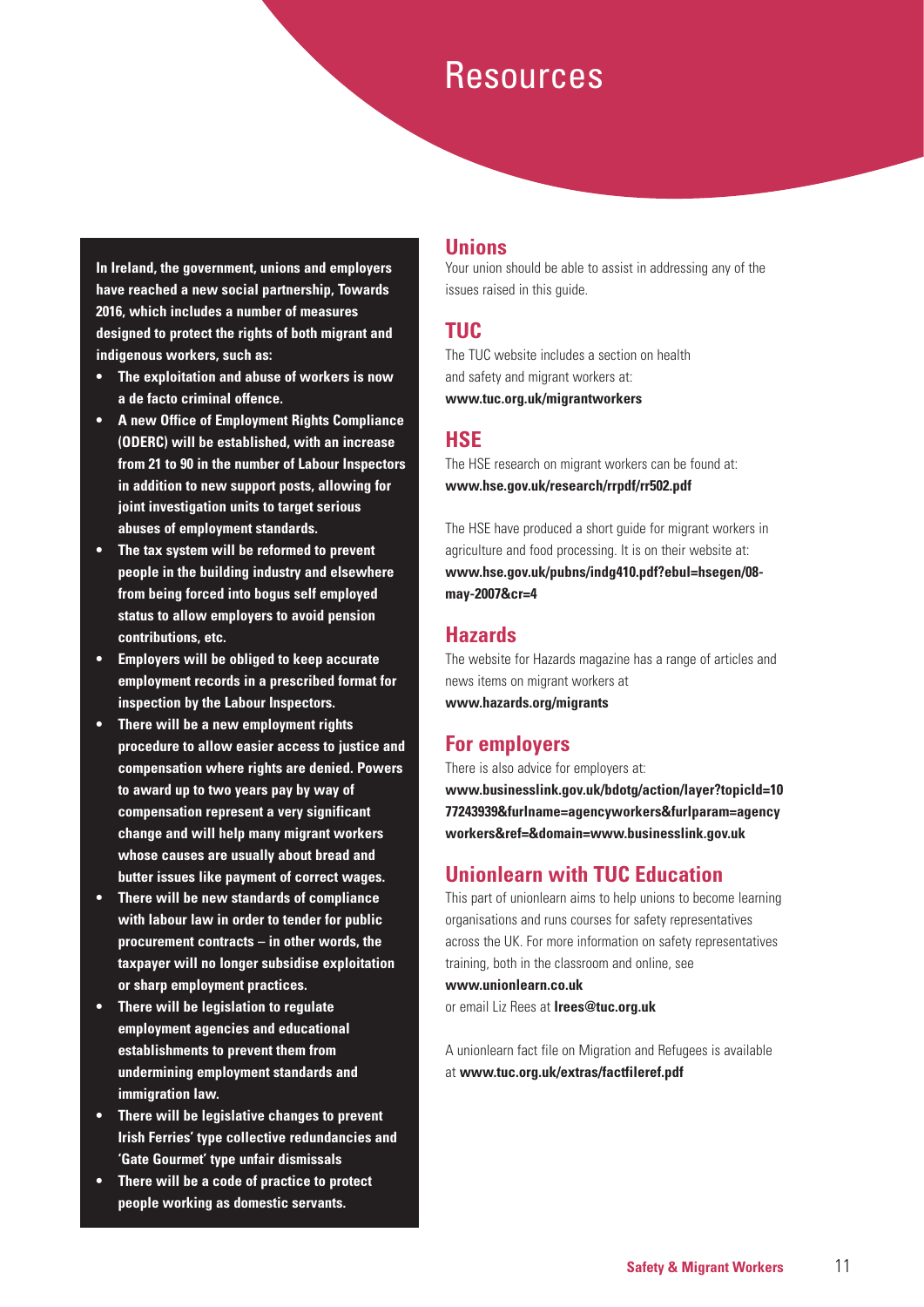# Resources

**In Ireland, the government, unions and employers have reached a new social partnership, Towards 2016, which includes a number of measures designed to protect the rights of both migrant and indigenous workers, such as:**

- **The exploitation and abuse of workers is now a de facto criminal offence.**
- **A new Office of Employment Rights Compliance (ODERC) will be established, with an increase from 21 to 90 in the number of Labour Inspectors in addition to new support posts, allowing for joint investigation units to target serious abuses of employment standards.**
- **The tax system will be reformed to prevent people in the building industry and elsewhere from being forced into bogus self employed status to allow employers to avoid pension contributions, etc.**
- **Employers will be obliged to keep accurate employment records in a prescribed format for inspection by the Labour Inspectors.**
- **There will be a new employment rights procedure to allow easier access to justice and compensation where rights are denied. Powers to award up to two years pay by way of compensation represent a very significant change and will help many migrant workers whose causes are usually about bread and butter issues like payment of correct wages.**
- **There will be new standards of compliance with labour law in order to tender for public procurement contracts – in other words, the taxpayer will no longer subsidise exploitation or sharp employment practices.**
- **There will be legislation to regulate employment agencies and educational establishments to prevent them from undermining employment standards and immigration law.**
- **There will be legislative changes to prevent Irish Ferries' type collective redundancies and 'Gate Gourmet' type unfair dismissals**
- **There will be a code of practice to protect people working as domestic servants.**

## Unions

Your union should be able to assist in addressing any of the issues raised in this guide.

## TUC

The TUC website includes a section on health and safety and migrant workers at:
**www.tuc.org.uk/migrantworkers**

## HSE

The HSE research on migrant workers can be found at:
**www.hse.gov.uk/research/rrpdf/rr502.pdf**

The HSE have produced a short guide for migrant workers in agriculture and food processing. It is on their website at:
**www.hse.gov.uk/pubns/indg410.pdf?ebul=hsegen/08-may-2007&cr=4**

## Hazards

The website for Hazards magazine has a range of articles and news items on migrant workers at
**www.hazards.org/migrants**

## For employers

There is also advice for employers at:
**www.businesslink.gov.uk/bdotg/action/layer?topicId=1077243939&furlname=agencyworkers&furlparam=agencyworkers&ref=&domain=www.businesslink.gov.uk**

## Unionlearn with TUC Education

This part of unionlearn aims to help unions to become learning organisations and runs courses for safety representatives across the UK. For more information on safety representatives training, both in the classroom and online, see
**www.unionlearn.co.uk**
or email Liz Rees at **lrees@tuc.org.uk**

A unionlearn fact file on Migration and Refugees is available at **www.tuc.org.uk/extras/factfileref.pdf**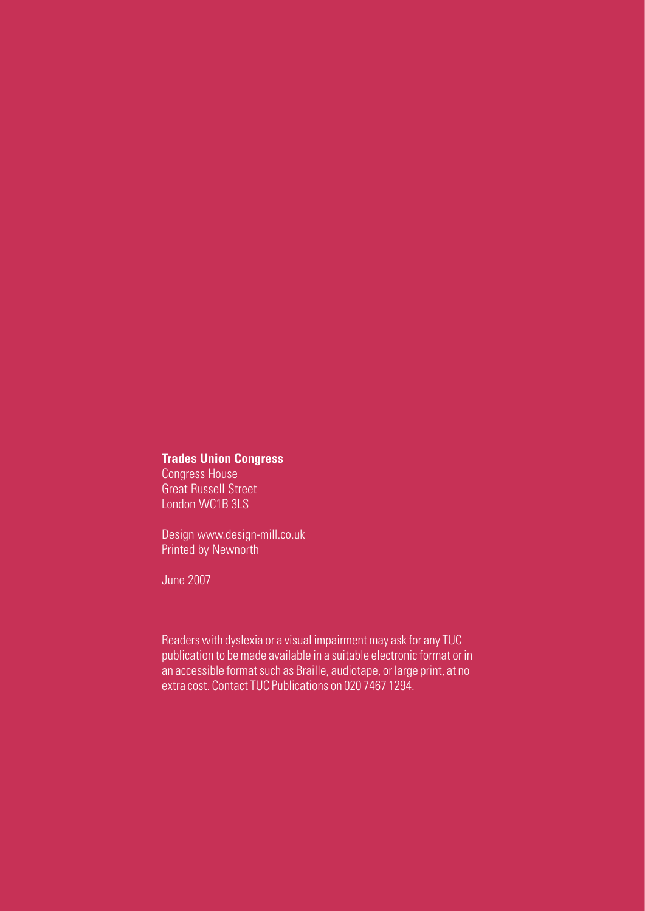**Trades Union Congress**
Congress House
Great Russell Street
London WC1B 3LS

Design www.design-mill.co.uk
Printed by Newnorth

June 2007

Readers with dyslexia or a visual impairment may ask for any TUC publication to be made available in a suitable electronic format or in an accessible format such as Braille, audiotape, or large print, at no extra cost. Contact TUC Publications on 020 7467 1294.